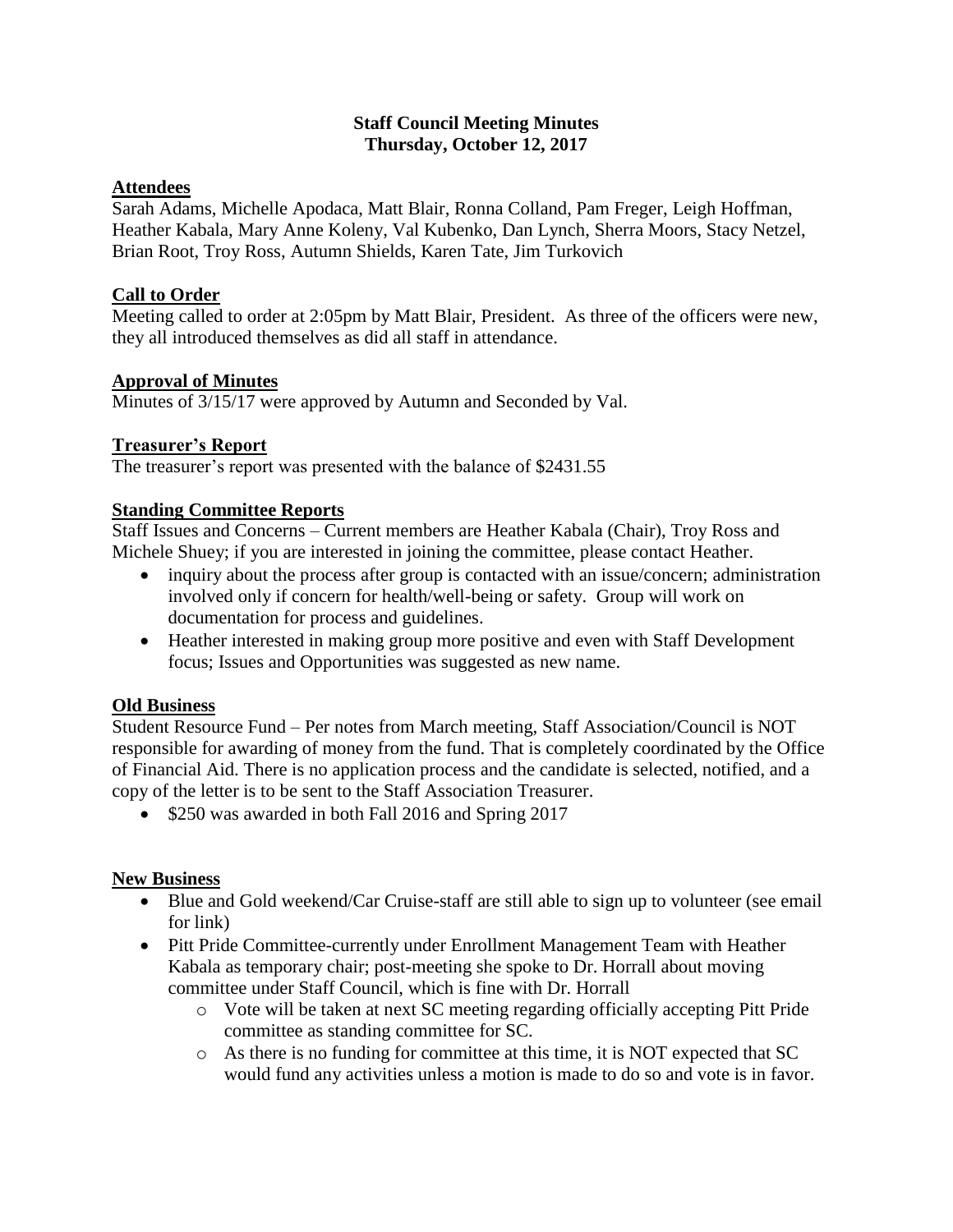# Staff Council Meeting Minutes
## Thursday, October 12, 2017

**Attendees**

Sarah Adams, Michelle Apodaca, Matt Blair, Ronna Colland, Pam Freger, Leigh Hoffman, Heather Kabala, Mary Anne Koleny, Val Kubenko, Dan Lynch, Sherra Moors, Stacy Netzel, Brian Root, Troy Ross, Autumn Shields, Karen Tate, Jim Turkovich

**Call to Order**

Meeting called to order at 2:05pm by Matt Blair, President. As three of the officers were new, they all introduced themselves as did all staff in attendance.

**Approval of Minutes**

Minutes of 3/15/17 were approved by Autumn and Seconded by Val.

**Treasurer's Report**

The treasurer's report was presented with the balance of $2431.55

**Standing Committee Reports**

Staff Issues and Concerns – Current members are Heather Kabala (Chair), Troy Ross and Michele Shuey; if you are interested in joining the committee, please contact Heather.

- inquiry about the process after group is contacted with an issue/concern; administration involved only if concern for health/well-being or safety. Group will work on documentation for process and guidelines.
- Heather interested in making group more positive and even with Staff Development focus; Issues and Opportunities was suggested as new name.

**Old Business**

Student Resource Fund – Per notes from March meeting, Staff Association/Council is NOT responsible for awarding of money from the fund. That is completely coordinated by the Office of Financial Aid. There is no application process and the candidate is selected, notified, and a copy of the letter is to be sent to the Staff Association Treasurer.

- $250 was awarded in both Fall 2016 and Spring 2017

**New Business**

- Blue and Gold weekend/Car Cruise-staff are still able to sign up to volunteer (see email for link)
- Pitt Pride Committee-currently under Enrollment Management Team with Heather Kabala as temporary chair; post-meeting she spoke to Dr. Horrall about moving committee under Staff Council, which is fine with Dr. Horrall
  - Vote will be taken at next SC meeting regarding officially accepting Pitt Pride committee as standing committee for SC.
  - As there is no funding for committee at this time, it is NOT expected that SC would fund any activities unless a motion is made to do so and vote is in favor.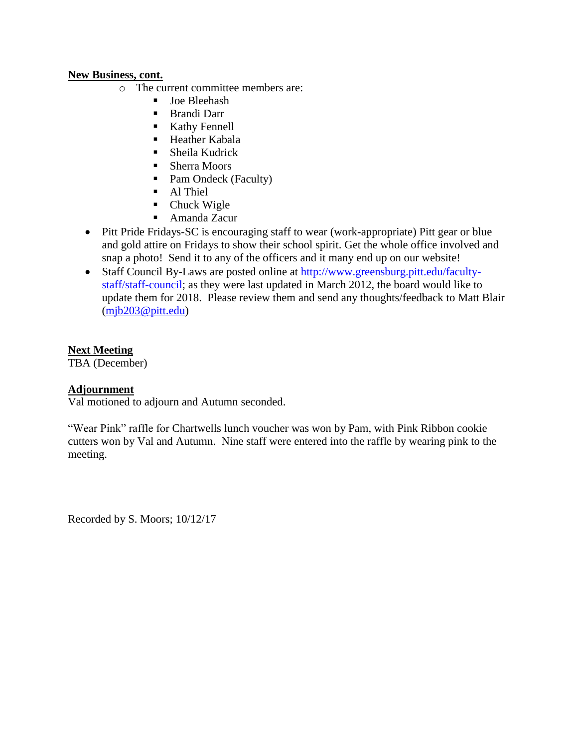**New Business, cont.**

- The current committee members are:
  - Joe Bleehash
  - Brandi Darr
  - Kathy Fennell
  - Heather Kabala
  - Sheila Kudrick
  - Sherra Moors
  - Pam Ondeck (Faculty)
  - Al Thiel
  - Chuck Wigle
  - Amanda Zacur

- Pitt Pride Fridays-SC is encouraging staff to wear (work-appropriate) Pitt gear or blue and gold attire on Fridays to show their school spirit. Get the whole office involved and snap a photo! Send it to any of the officers and it many end up on our website!
- Staff Council By-Laws are posted online at [http://www.greensburg.pitt.edu/faculty-staff/staff-council](http://www.greensburg.pitt.edu/faculty-staff/staff-council); as they were last updated in March 2012, the board would like to update them for 2018. Please review them and send any thoughts/feedback to Matt Blair ([mjb203@pitt.edu](mailto:mjb203@pitt.edu))

**Next Meeting**

TBA (December)

**Adjournment**

Val motioned to adjourn and Autumn seconded.

"Wear Pink" raffle for Chartwells lunch voucher was won by Pam, with Pink Ribbon cookie cutters won by Val and Autumn. Nine staff were entered into the raffle by wearing pink to the meeting.

Recorded by S. Moors; 10/12/17